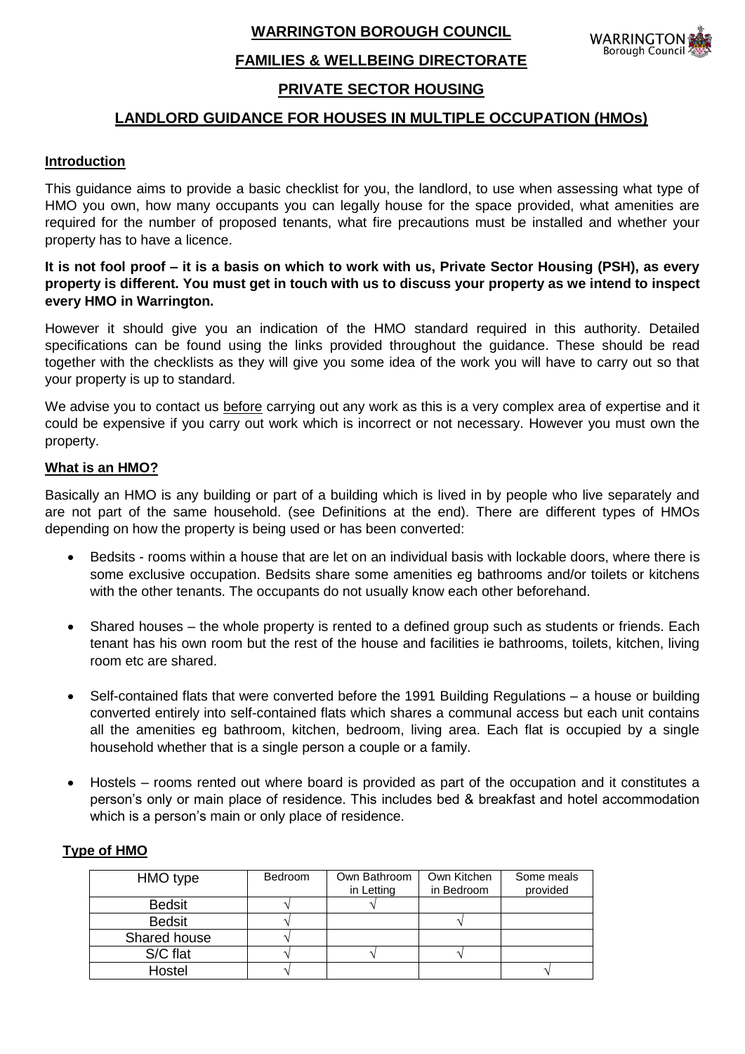# WARRINGTON BOROUGH COUNCIL

## FAMILIES & WELLBEING DIRECTORATE

## PRIVATE SECTOR HOUSING

## LANDLORD GUIDANCE FOR HOUSES IN MULTIPLE OCCUPATION (HMOs)

### Introduction

This guidance aims to provide a basic checklist for you, the landlord, to use when assessing what type of HMO you own, how many occupants you can legally house for the space provided, what amenities are required for the number of proposed tenants, what fire precautions must be installed and whether your property has to have a licence.

**It is not fool proof – it is a basis on which to work with us, Private Sector Housing (PSH), as every property is different. You must get in touch with us to discuss your property as we intend to inspect every HMO in Warrington.**

However it should give you an indication of the HMO standard required in this authority. Detailed specifications can be found using the links provided throughout the guidance. These should be read together with the checklists as they will give you some idea of the work you will have to carry out so that your property is up to standard.

We advise you to contact us before carrying out any work as this is a very complex area of expertise and it could be expensive if you carry out work which is incorrect or not necessary. However you must own the property.

### What is an HMO?

Basically an HMO is any building or part of a building which is lived in by people who live separately and are not part of the same household. (see Definitions at the end). There are different types of HMOs depending on how the property is being used or has been converted:

- Bedsits - rooms within a house that are let on an individual basis with lockable doors, where there is some exclusive occupation. Bedsits share some amenities eg bathrooms and/or toilets or kitchens with the other tenants. The occupants do not usually know each other beforehand.

- Shared houses – the whole property is rented to a defined group such as students or friends. Each tenant has his own room but the rest of the house and facilities ie bathrooms, toilets, kitchen, living room etc are shared.

- Self-contained flats that were converted before the 1991 Building Regulations – a house or building converted entirely into self-contained flats which shares a communal access but each unit contains all the amenities eg bathroom, kitchen, bedroom, living area. Each flat is occupied by a single household whether that is a single person a couple or a family.

- Hostels – rooms rented out where board is provided as part of the occupation and it constitutes a person's only or main place of residence. This includes bed & breakfast and hotel accommodation which is a person's main or only place of residence.

### Type of HMO

| HMO type | Bedroom | Own Bathroom in Letting | Own Kitchen in Bedroom | Some meals provided |
|---|---|---|---|---|
| Bedsit | √ | √ | | |
| Bedsit | √ | | √ | |
| Shared house | √ | | | |
| S/C flat | √ | √ | √ | |
| Hostel | √ | | | √ |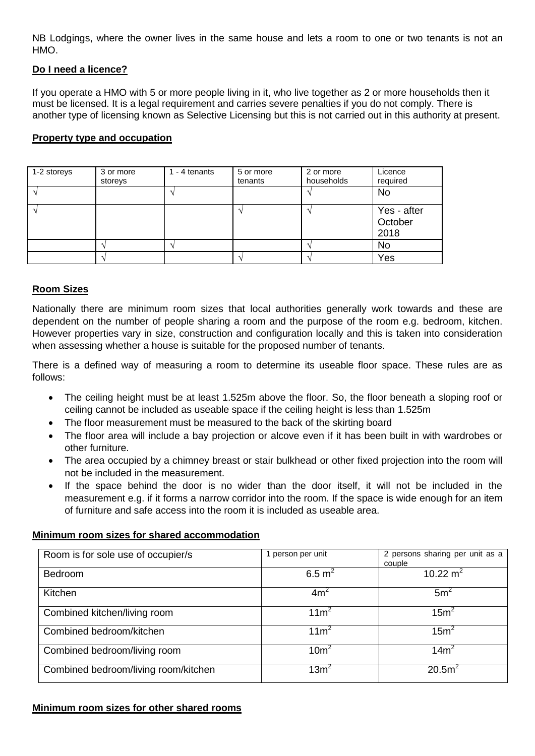NB Lodgings, where the owner lives in the same house and lets a room to one or two tenants is not an HMO.

**Do I need a licence?**

If you operate a HMO with 5 or more people living in it, who live together as 2 or more households then it must be licensed. It is a legal requirement and carries severe penalties if you do not comply. There is another type of licensing known as Selective Licensing but this is not carried out in this authority at present.

**Property type and occupation**

| 1-2 storeys | 3 or more storeys | 1 - 4 tenants | 5 or more tenants | 2 or more households | Licence required |
|---|---|---|---|---|---|
| √ | | √ | | √ | No |
| √ | | | √ | √ | Yes - after October 2018 |
| | √ | √ | | √ | No |
| | √ | | √ | √ | Yes |

**Room Sizes**

Nationally there are minimum room sizes that local authorities generally work towards and these are dependent on the number of people sharing a room and the purpose of the room e.g. bedroom, kitchen. However properties vary in size, construction and configuration locally and this is taken into consideration when assessing whether a house is suitable for the proposed number of tenants.

There is a defined way of measuring a room to determine its useable floor space. These rules are as follows:

- The ceiling height must be at least 1.525m above the floor. So, the floor beneath a sloping roof or ceiling cannot be included as useable space if the ceiling height is less than 1.525m
- The floor measurement must be measured to the back of the skirting board
- The floor area will include a bay projection or alcove even if it has been built in with wardrobes or other furniture.
- The area occupied by a chimney breast or stair bulkhead or other fixed projection into the room will not be included in the measurement.
- If the space behind the door is no wider than the door itself, it will not be included in the measurement e.g. if it forms a narrow corridor into the room. If the space is wide enough for an item of furniture and safe access into the room it is included as useable area.

**Minimum room sizes for shared accommodation**

| Room is for sole use of occupier/s | 1 person per unit | 2 persons sharing per unit as a couple |
|---|---|---|
| Bedroom | 6.5 $m^2$ | 10.22 $m^2$ |
| Kitchen | 4$m^2$ | 5$m^2$ |
| Combined kitchen/living room | 11$m^2$ | 15$m^2$ |
| Combined bedroom/kitchen | 11$m^2$ | 15$m^2$ |
| Combined bedroom/living room | 10$m^2$ | 14$m^2$ |
| Combined bedroom/living room/kitchen | 13$m^2$ | 20.5$m^2$ |

**Minimum room sizes for other shared rooms**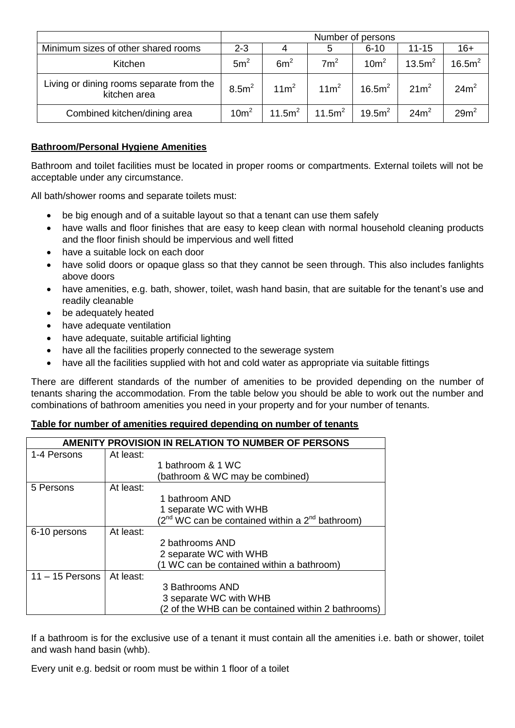| | Number of persons | | | | | |
|---|---|---|---|---|---|---|
| Minimum sizes of other shared rooms | 2-3 | 4 | 5 | 6-10 | 11-15 | 16+ |
| Kitchen | $5m^2$ | $6m^2$ | $7m^2$ | $10m^2$ | $13.5m^2$ | $16.5m^2$ |
| Living or dining rooms separate from the kitchen area | $8.5m^2$ | $11m^2$ | $11m^2$ | $16.5m^2$ | $21m^2$ | $24m^2$ |
| Combined kitchen/dining area | $10m^2$ | $11.5m^2$ | $11.5m^2$ | $19.5m^2$ | $24m^2$ | $29m^2$ |

**Bathroom/Personal Hygiene Amenities**

Bathroom and toilet facilities must be located in proper rooms or compartments. External toilets will not be acceptable under any circumstance.

All bath/shower rooms and separate toilets must:

- be big enough and of a suitable layout so that a tenant can use them safely
- have walls and floor finishes that are easy to keep clean with normal household cleaning products and the floor finish should be impervious and well fitted
- have a suitable lock on each door
- have solid doors or opaque glass so that they cannot be seen through. This also includes fanlights above doors
- have amenities, e.g. bath, shower, toilet, wash hand basin, that are suitable for the tenant's use and readily cleanable
- be adequately heated
- have adequate ventilation
- have adequate, suitable artificial lighting
- have all the facilities properly connected to the sewerage system
- have all the facilities supplied with hot and cold water as appropriate via suitable fittings

There are different standards of the number of amenities to be provided depending on the number of tenants sharing the accommodation. From the table below you should be able to work out the number and combinations of bathroom amenities you need in your property and for your number of tenants.

**Table for number of amenities required depending on number of tenants**

| AMENITY PROVISION IN RELATION TO NUMBER OF PERSONS | |
|---|---|
| 1-4 Persons | At least:<br>1 bathroom & 1 WC<br>(bathroom & WC may be combined) |
| 5 Persons | At least:<br>1 bathroom AND<br>1 separate WC with WHB<br>(2nd WC can be contained within a 2nd bathroom) |
| 6-10 persons | At least:<br>2 bathrooms AND<br>2 separate WC with WHB<br>(1 WC can be contained within a bathroom) |
| 11 – 15 Persons | At least:<br>3 Bathrooms AND<br>3 separate WC with WHB<br>(2 of the WHB can be contained within 2 bathrooms) |

If a bathroom is for the exclusive use of a tenant it must contain all the amenities i.e. bath or shower, toilet and wash hand basin (whb).

Every unit e.g. bedsit or room must be within 1 floor of a toilet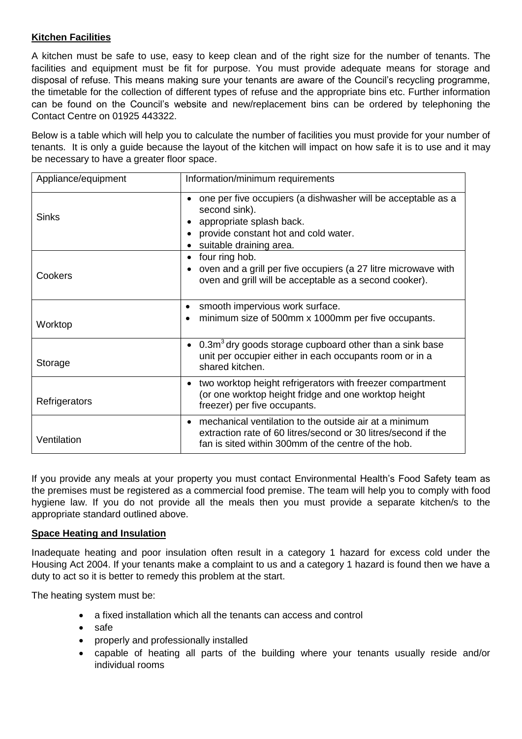**Kitchen Facilities**

A kitchen must be safe to use, easy to keep clean and of the right size for the number of tenants. The facilities and equipment must be fit for purpose. You must provide adequate means for storage and disposal of refuse. This means making sure your tenants are aware of the Council's recycling programme, the timetable for the collection of different types of refuse and the appropriate bins etc. Further information can be found on the Council's website and new/replacement bins can be ordered by telephoning the Contact Centre on 01925 443322.

Below is a table which will help you to calculate the number of facilities you must provide for your number of tenants. It is only a guide because the layout of the kitchen will impact on how safe it is to use and it may be necessary to have a greater floor space.

| Appliance/equipment | Information/minimum requirements |
|---|---|
| Sinks | • one per five occupiers (a dishwasher will be acceptable as a second sink).<br>• appropriate splash back.<br>• provide constant hot and cold water.<br>• suitable draining area. |
| Cookers | • four ring hob.<br>• oven and a grill per five occupiers (a 27 litre microwave with oven and grill will be acceptable as a second cooker). |
| Worktop | • smooth impervious work surface.<br>• minimum size of 500mm x 1000mm per five occupants. |
| Storage | • $0.3m^3$ dry goods storage cupboard other than a sink base unit per occupier either in each occupants room or in a shared kitchen. |
| Refrigerators | • two worktop height refrigerators with freezer compartment (or one worktop height fridge and one worktop height freezer) per five occupants. |
| Ventilation | • mechanical ventilation to the outside air at a minimum extraction rate of 60 litres/second or 30 litres/second if the fan is sited within 300mm of the centre of the hob. |

If you provide any meals at your property you must contact Environmental Health's Food Safety team as the premises must be registered as a commercial food premise. The team will help you to comply with food hygiene law. If you do not provide all the meals then you must provide a separate kitchen/s to the appropriate standard outlined above.

**Space Heating and Insulation**

Inadequate heating and poor insulation often result in a category 1 hazard for excess cold under the Housing Act 2004. If your tenants make a complaint to us and a category 1 hazard is found then we have a duty to act so it is better to remedy this problem at the start.

The heating system must be:

- a fixed installation which all the tenants can access and control
- safe
- properly and professionally installed
- capable of heating all parts of the building where your tenants usually reside and/or individual rooms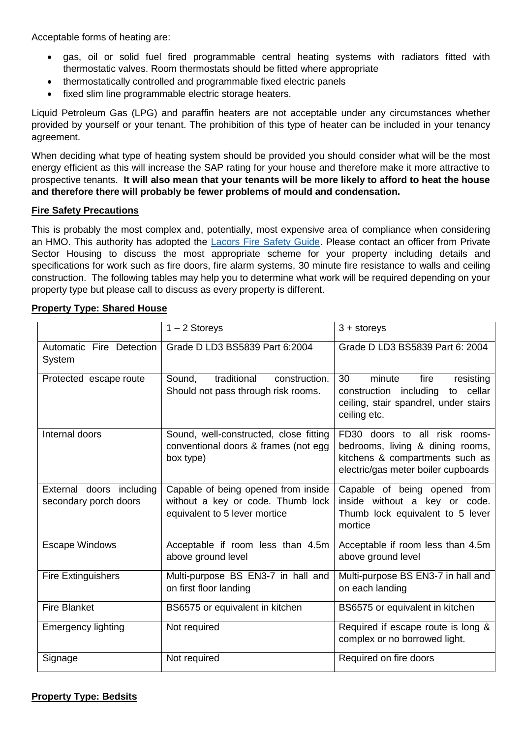Acceptable forms of heating are:

- gas, oil or solid fuel fired programmable central heating systems with radiators fitted with thermostatic valves. Room thermostats should be fitted where appropriate
- thermostatically controlled and programmable fixed electric panels
- fixed slim line programmable electric storage heaters.

Liquid Petroleum Gas (LPG) and paraffin heaters are not acceptable under any circumstances whether provided by yourself or your tenant. The prohibition of this type of heater can be included in your tenancy agreement.

When deciding what type of heating system should be provided you should consider what will be the most energy efficient as this will increase the SAP rating for your house and therefore make it more attractive to prospective tenants. **It will also mean that your tenants will be more likely to afford to heat the house and therefore there will probably be fewer problems of mould and condensation.**

## Fire Safety Precautions

This is probably the most complex and, potentially, most expensive area of compliance when considering an HMO. This authority has adopted the Lacors Fire Safety Guide. Please contact an officer from Private Sector Housing to discuss the most appropriate scheme for your property including details and specifications for work such as fire doors, fire alarm systems, 30 minute fire resistance to walls and ceiling construction. The following tables may help you to determine what work will be required depending on your property type but please call to discuss as every property is different.

## Property Type: Shared House

| | 1 – 2 Storeys | 3 + storeys |
|---|---|---|
| Automatic Fire Detection System | Grade D LD3 BS5839 Part 6:2004 | Grade D LD3 BS5839 Part 6: 2004 |
| Protected escape route | Sound, traditional construction. Should not pass through risk rooms. | 30 minute fire resisting construction including to cellar ceiling, stair spandrel, under stairs ceiling etc. |
| Internal doors | Sound, well-constructed, close fitting conventional doors & frames (not egg box type) | FD30 doors to all risk rooms- bedrooms, living & dining rooms, kitchens & compartments such as electric/gas meter boiler cupboards |
| External doors including secondary porch doors | Capable of being opened from inside without a key or code. Thumb lock equivalent to 5 lever mortice | Capable of being opened from inside without a key or code. Thumb lock equivalent to 5 lever mortice |
| Escape Windows | Acceptable if room less than 4.5m above ground level | Acceptable if room less than 4.5m above ground level |
| Fire Extinguishers | Multi-purpose BS EN3-7 in hall and on first floor landing | Multi-purpose BS EN3-7 in hall and on each landing |
| Fire Blanket | BS6575 or equivalent in kitchen | BS6575 or equivalent in kitchen |
| Emergency lighting | Not required | Required if escape route is long & complex or no borrowed light. |
| Signage | Not required | Required on fire doors |

## Property Type: Bedsits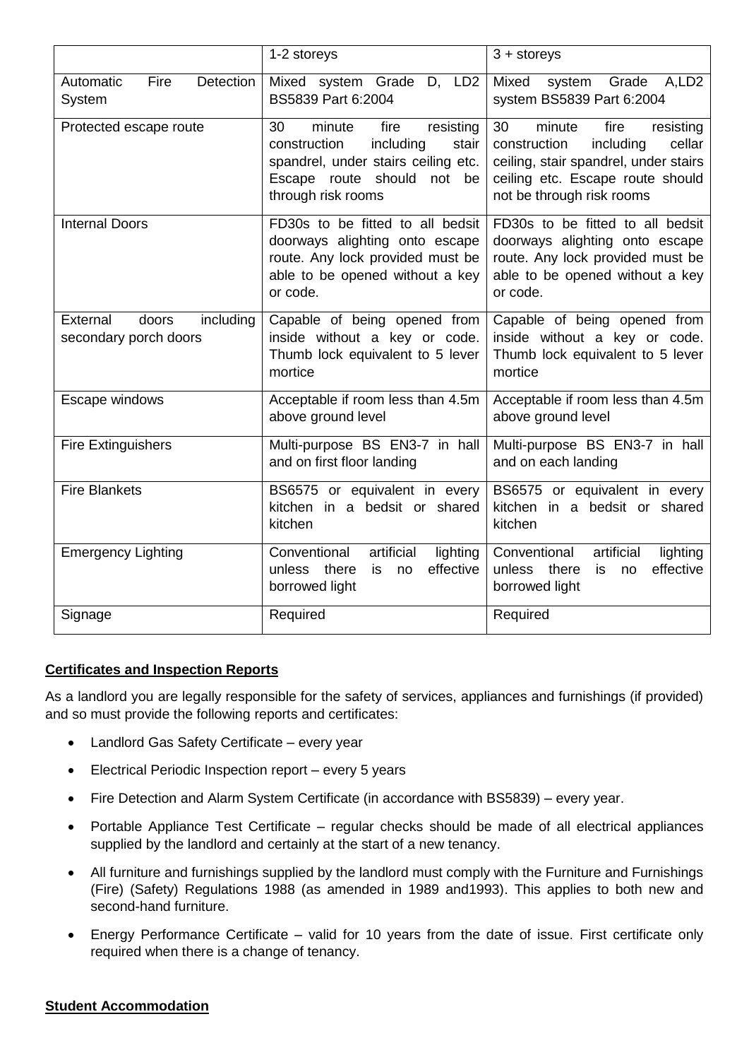| | 1-2 storeys | 3 + storeys |
|---|---|---|
| Automatic Fire Detection System | Mixed system Grade D, LD2 BS5839 Part 6:2004 | Mixed system Grade A,LD2 system BS5839 Part 6:2004 |
| Protected escape route | 30 minute fire resisting construction including stair spandrel, under stairs ceiling etc. Escape route should not be through risk rooms | 30 minute fire resisting construction including cellar ceiling, stair spandrel, under stairs ceiling etc. Escape route should not be through risk rooms |
| Internal Doors | FD30s to be fitted to all bedsit doorways alighting onto escape route. Any lock provided must be able to be opened without a key or code. | FD30s to be fitted to all bedsit doorways alighting onto escape route. Any lock provided must be able to be opened without a key or code. |
| External doors including secondary porch doors | Capable of being opened from inside without a key or code. Thumb lock equivalent to 5 lever mortice | Capable of being opened from inside without a key or code. Thumb lock equivalent to 5 lever mortice |
| Escape windows | Acceptable if room less than 4.5m above ground level | Acceptable if room less than 4.5m above ground level |
| Fire Extinguishers | Multi-purpose BS EN3-7 in hall and on first floor landing | Multi-purpose BS EN3-7 in hall and on each landing |
| Fire Blankets | BS6575 or equivalent in every kitchen in a bedsit or shared kitchen | BS6575 or equivalent in every kitchen in a bedsit or shared kitchen |
| Emergency Lighting | Conventional artificial lighting unless there is no effective borrowed light | Conventional artificial lighting unless there is no effective borrowed light |
| Signage | Required | Required |

**Certificates and Inspection Reports**

As a landlord you are legally responsible for the safety of services, appliances and furnishings (if provided) and so must provide the following reports and certificates:

- Landlord Gas Safety Certificate – every year
- Electrical Periodic Inspection report – every 5 years
- Fire Detection and Alarm System Certificate (in accordance with BS5839) – every year.
- Portable Appliance Test Certificate – regular checks should be made of all electrical appliances supplied by the landlord and certainly at the start of a new tenancy.
- All furniture and furnishings supplied by the landlord must comply with the Furniture and Furnishings (Fire) (Safety) Regulations 1988 (as amended in 1989 and1993). This applies to both new and second-hand furniture.
- Energy Performance Certificate – valid for 10 years from the date of issue. First certificate only required when there is a change of tenancy.

**Student Accommodation**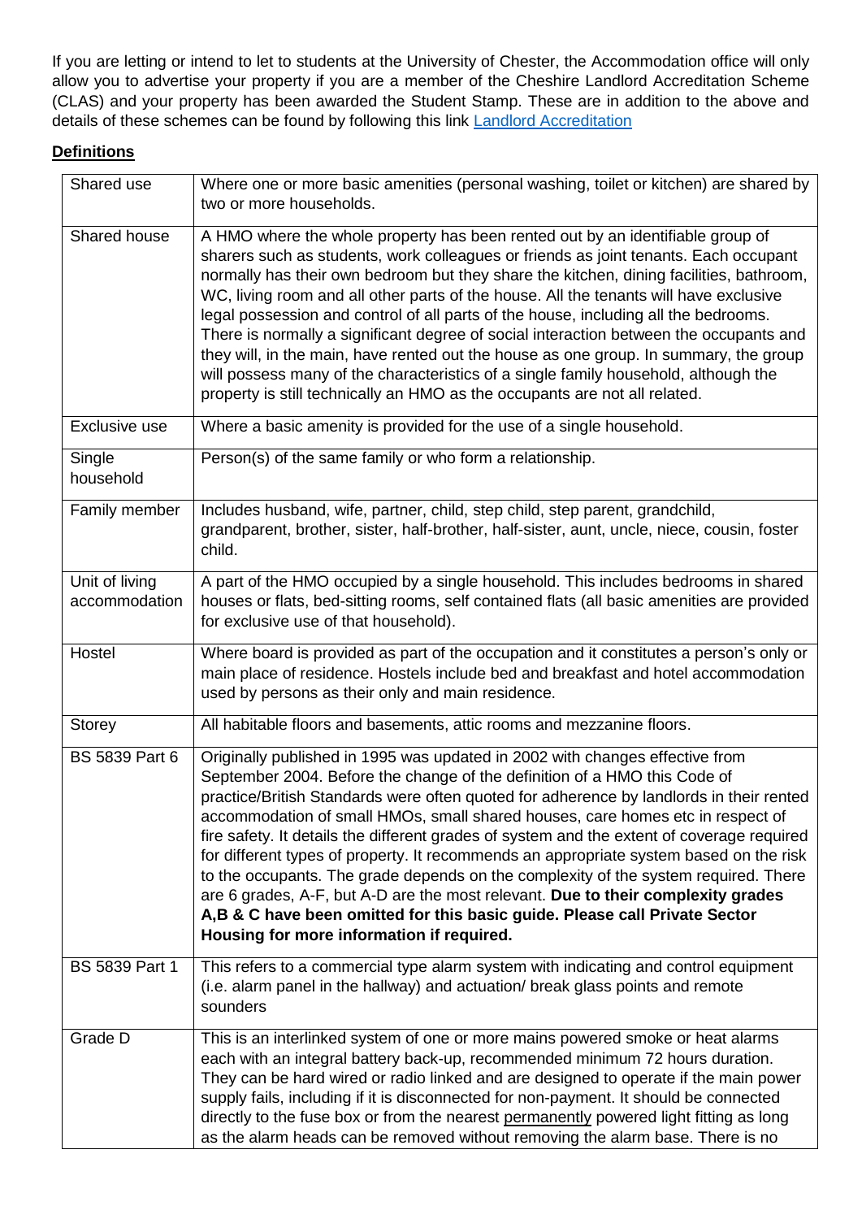If you are letting or intend to let to students at the University of Chester, the Accommodation office will only allow you to advertise your property if you are a member of the Cheshire Landlord Accreditation Scheme (CLAS) and your property has been awarded the Student Stamp. These are in addition to the above and details of these schemes can be found by following this link [Landlord Accreditation]

## Definitions

| | |
|---|---|
| Shared use | Where one or more basic amenities (personal washing, toilet or kitchen) are shared by two or more households. |
| Shared house | A HMO where the whole property has been rented out by an identifiable group of sharers such as students, work colleagues or friends as joint tenants. Each occupant normally has their own bedroom but they share the kitchen, dining facilities, bathroom, WC, living room and all other parts of the house. All the tenants will have exclusive legal possession and control of all parts of the house, including all the bedrooms. There is normally a significant degree of social interaction between the occupants and they will, in the main, have rented out the house as one group. In summary, the group will possess many of the characteristics of a single family household, although the property is still technically an HMO as the occupants are not all related. |
| Exclusive use | Where a basic amenity is provided for the use of a single household. |
| Single household | Person(s) of the same family or who form a relationship. |
| Family member | Includes husband, wife, partner, child, step child, step parent, grandchild, grandparent, brother, sister, half-brother, half-sister, aunt, uncle, niece, cousin, foster child. |
| Unit of living accommodation | A part of the HMO occupied by a single household. This includes bedrooms in shared houses or flats, bed-sitting rooms, self contained flats (all basic amenities are provided for exclusive use of that household). |
| Hostel | Where board is provided as part of the occupation and it constitutes a person's only or main place of residence. Hostels include bed and breakfast and hotel accommodation used by persons as their only and main residence. |
| Storey | All habitable floors and basements, attic rooms and mezzanine floors. |
| BS 5839 Part 6 | Originally published in 1995 was updated in 2002 with changes effective from September 2004. Before the change of the definition of a HMO this Code of practice/British Standards were often quoted for adherence by landlords in their rented accommodation of small HMOs, small shared houses, care homes etc in respect of fire safety. It details the different grades of system and the extent of coverage required for different types of property. It recommends an appropriate system based on the risk to the occupants. The grade depends on the complexity of the system required. There are 6 grades, A-F, but A-D are the most relevant. **Due to their complexity grades A,B & C have been omitted for this basic guide. Please call Private Sector Housing for more information if required.** |
| BS 5839 Part 1 | This refers to a commercial type alarm system with indicating and control equipment (i.e. alarm panel in the hallway) and actuation/ break glass points and remote sounders |
| Grade D | This is an interlinked system of one or more mains powered smoke or heat alarms each with an integral battery back-up, recommended minimum 72 hours duration. They can be hard wired or radio linked and are designed to operate if the main power supply fails, including if it is disconnected for non-payment. It should be connected directly to the fuse box or from the nearest permanently powered light fitting as long as the alarm heads can be removed without removing the alarm base. There is no |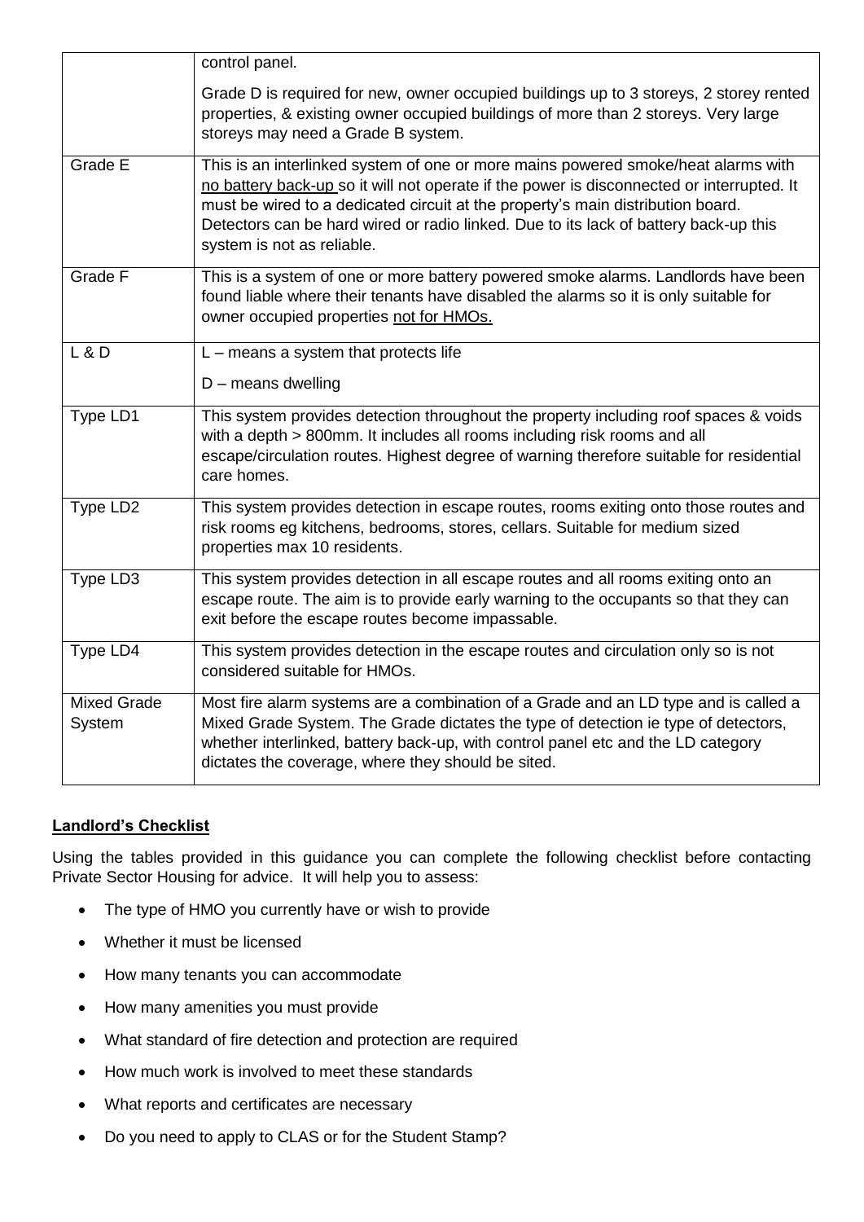| | |
|---|---|
| | control panel.<br><br>Grade D is required for new, owner occupied buildings up to 3 storeys, 2 storey rented properties, & existing owner occupied buildings of more than 2 storeys. Very large storeys may need a Grade B system. |
| Grade E | This is an interlinked system of one or more mains powered smoke/heat alarms with <u>no battery back-up</u> so it will not operate if the power is disconnected or interrupted. It must be wired to a dedicated circuit at the property's main distribution board. Detectors can be hard wired or radio linked. Due to its lack of battery back-up this system is not as reliable. |
| Grade F | This is a system of one or more battery powered smoke alarms. Landlords have been found liable where their tenants have disabled the alarms so it is only suitable for owner occupied properties <u>not for HMOs.</u> |
| L & D | L – means a system that protects life<br><br>D – means dwelling |
| Type LD1 | This system provides detection throughout the property including roof spaces & voids with a depth > 800mm. It includes all rooms including risk rooms and all escape/circulation routes. Highest degree of warning therefore suitable for residential care homes. |
| Type LD2 | This system provides detection in escape routes, rooms exiting onto those routes and risk rooms eg kitchens, bedrooms, stores, cellars. Suitable for medium sized properties max 10 residents. |
| Type LD3 | This system provides detection in all escape routes and all rooms exiting onto an escape route. The aim is to provide early warning to the occupants so that they can exit before the escape routes become impassable. |
| Type LD4 | This system provides detection in the escape routes and circulation only so is not considered suitable for HMOs. |
| Mixed Grade System | Most fire alarm systems are a combination of a Grade and an LD type and is called a Mixed Grade System. The Grade dictates the type of detection ie type of detectors, whether interlinked, battery back-up, with control panel etc and the LD category dictates the coverage, where they should be sited. |

**<u>Landlord's Checklist</u>**

Using the tables provided in this guidance you can complete the following checklist before contacting Private Sector Housing for advice. It will help you to assess:

- The type of HMO you currently have or wish to provide
- Whether it must be licensed
- How many tenants you can accommodate
- How many amenities you must provide
- What standard of fire detection and protection are required
- How much work is involved to meet these standards
- What reports and certificates are necessary
- Do you need to apply to CLAS or for the Student Stamp?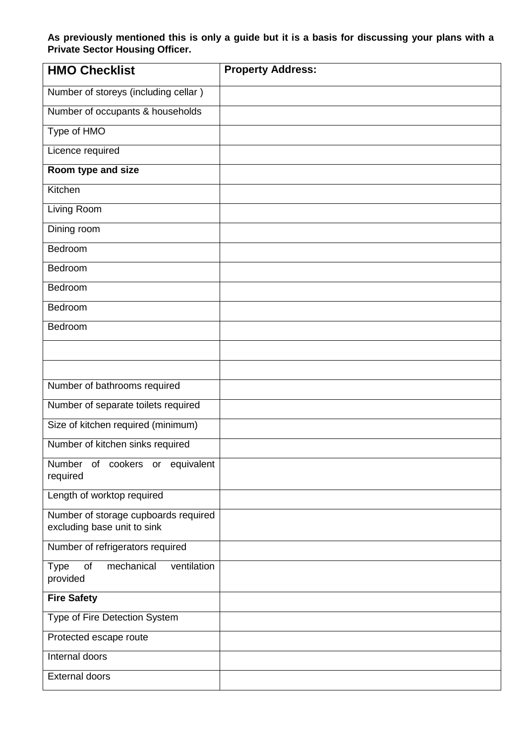**As previously mentioned this is only a guide but it is a basis for discussing your plans with a Private Sector Housing Officer.**

| **HMO Checklist** | **Property Address:** |
|---|---|
| Number of storeys (including cellar ) | |
| Number of occupants & households | |
| Type of HMO | |
| Licence required | |
| **Room type and size** | |
| Kitchen | |
| Living Room | |
| Dining room | |
| Bedroom | |
| Bedroom | |
| Bedroom | |
| Bedroom | |
| Bedroom | |
| | |
| | |
| Number of bathrooms required | |
| Number of separate toilets required | |
| Size of kitchen required (minimum) | |
| Number of kitchen sinks required | |
| Number of cookers or equivalent required | |
| Length of worktop required | |
| Number of storage cupboards required excluding base unit to sink | |
| Number of refrigerators required | |
| Type of mechanical ventilation provided | |
| **Fire Safety** | |
| Type of Fire Detection System | |
| Protected escape route | |
| Internal doors | |
| External doors | |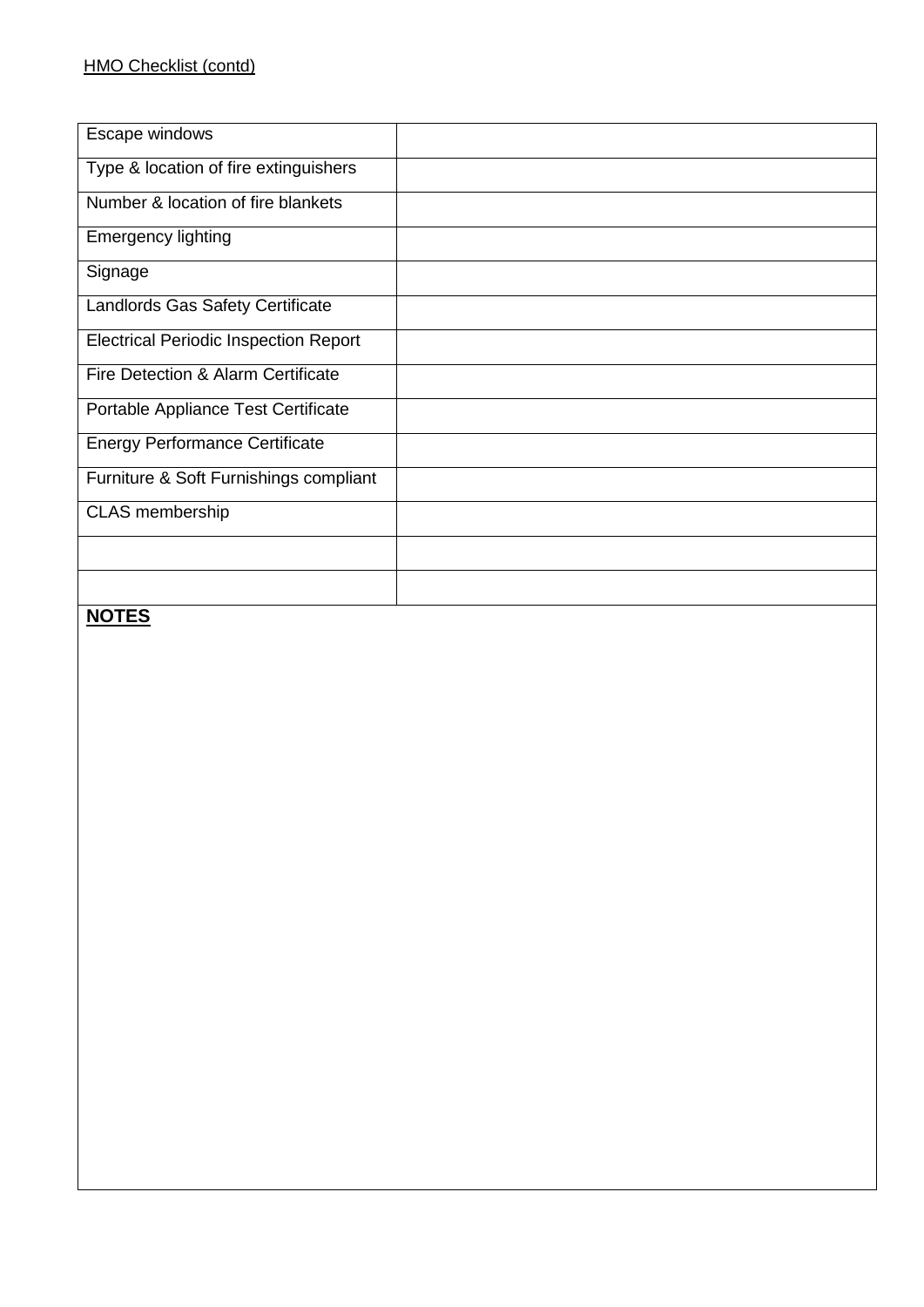HMO Checklist (contd)

| | |
|---|---|
| Escape windows | |
| Type & location of fire extinguishers | |
| Number & location of fire blankets | |
| Emergency lighting | |
| Signage | |
| Landlords Gas Safety Certificate | |
| Electrical Periodic Inspection Report | |
| Fire Detection & Alarm Certificate | |
| Portable Appliance Test Certificate | |
| Energy Performance Certificate | |
| Furniture & Soft Furnishings compliant | |
| CLAS membership | |
| | |
| | |

**NOTES**